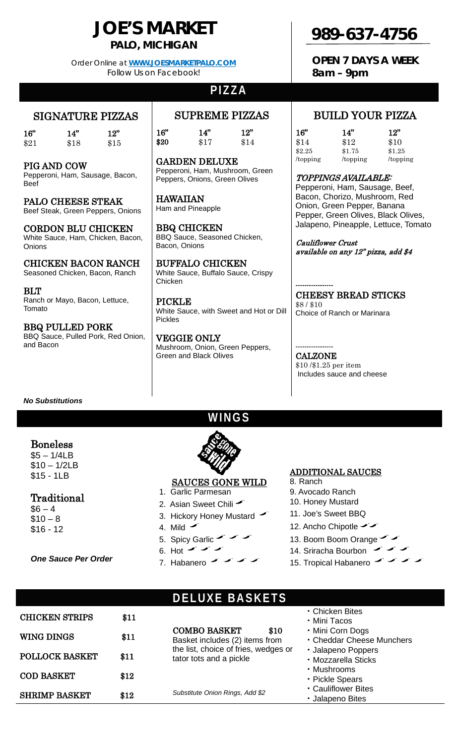# JOE'S MARKET

## PALO, MICHIGAN

*Order Online at* **[WWW.JOESMARKETPALO.COM](http://WWW.JOESMARKETPALO.COM)**
*Follow Us on Facebook!*

# 989-637-4756

**OPEN 7 DAYS A WEEK**
**8am – 9pm**

## PIZZA

### SIGNATURE PIZZAS

| 16" | 14" | 12" |
|---|---|---|
| $21 | $18 | $15 |

**PIG AND COW**
Pepperoni, Ham, Sausage, Bacon, Beef

**PALO CHEESE STEAK**
Beef Steak, Green Peppers, Onions

**CORDON BLU CHICKEN**
White Sauce, Ham, Chicken, Bacon, Onions

**CHICKEN BACON RANCH**
Seasoned Chicken, Bacon, Ranch

**BLT**
Ranch or Mayo, Bacon, Lettuce, Tomato

**BBQ PULLED PORK**
BBQ Sauce, Pulled Pork, Red Onion, and Bacon

***No Substitutions***

### SUPREME PIZZAS

| 16" | 14" | 12" |
|---|---|---|
| $20 | $17 | $14 |

**GARDEN DELUXE**
Pepperoni, Ham, Mushroom, Green Peppers, Onions, Green Olives

**HAWAIIAN**
Ham and Pineapple

**BBQ CHICKEN**
BBQ Sauce, Seasoned Chicken, Bacon, Onions

**BUFFALO CHICKEN**
White Sauce, Buffalo Sauce, Crispy Chicken

**PICKLE**
White Sauce, with Sweet and Hot or Dill Pickles

**VEGGIE ONLY**
Mushroom, Onion, Green Peppers, Green and Black Olives

### BUILD YOUR PIZZA

| 16" | 14" | 12" |
|---|---|---|
| $14 | $12 | $10 |
| $2.25 /topping | $1.75 /topping | $1.25 /topping |

***TOPPINGS AVAILABLE:***
Pepperoni, Ham, Sausage, Beef, Bacon, Chorizo, Mushroom, Red Onion, Green Pepper, Banana Pepper, Green Olives, Black Olives, Jalapeno, Pineapple, Lettuce, Tomato

***Cauliflower Crust available on any 12" pizza, add $4***

-----------------

**CHEESY BREAD STICKS**
$8 / $10
Choice of Ranch or Marinara

-----------------

**CALZONE**
$10 /$1.25 per item
Includes sauce and cheese

## WINGS

### Boneless

$5 – 1/4LB
$10 – 1/2LB
$15 - 1LB

### Traditional

$6 – 4
$10 – 8
$16 - 12

***One Sauce Per Order***

### SAUCES GONE WILD

1. Garlic Parmesan
2. Asian Sweet Chili
3. Hickory Honey Mustard
4. Mild
5. Spicy Garlic
6. Hot
7. Habanero

### ADDITIONAL SAUCES

8. Ranch
9. Avocado Ranch
10. Honey Mustard
11. Joe's Sweet BBQ
12. Ancho Chipotle
13. Boom Boom Orange
14. Sriracha Bourbon
15. Tropical Habanero

## DELUXE BASKETS

| | |
|---|---|
| CHICKEN STRIPS | $11 |
| WING DINGS | $11 |
| POLLOCK BASKET | $11 |
| COD BASKET | $12 |
| SHRIMP BASKET | $12 |

**COMBO BASKET** **$10**
Basket includes (2) items from the list, choice of fries, wedges or tator tots and a pickle

*Substitute Onion Rings, Add $2*

- Chicken Bites
- Mini Tacos
- Mini Corn Dogs
- Cheddar Cheese Munchers
- Jalapeno Poppers
- Mozzarella Sticks
- Mushrooms
- Pickle Spears
- Cauliflower Bites
- Jalapeno Bites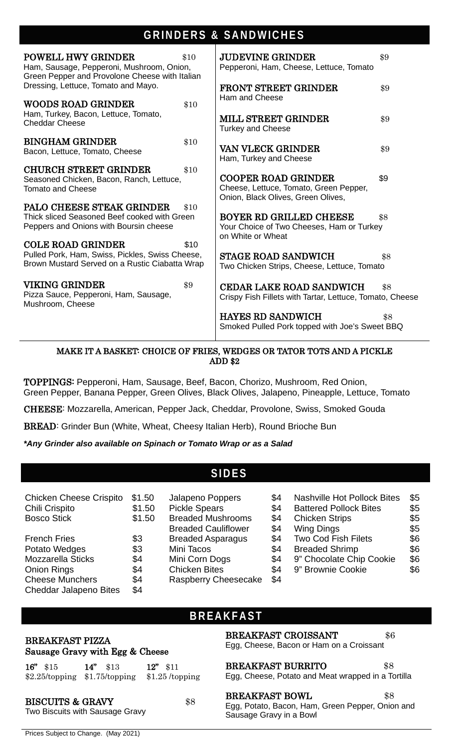## GRINDERS & SANDWICHES

**POWELL HWY GRINDER** $10
Ham, Sausage, Pepperoni, Mushroom, Onion, Green Pepper and Provolone Cheese with Italian Dressing, Lettuce, Tomato and Mayo.

**WOODS ROAD GRINDER** $10
Ham, Turkey, Bacon, Lettuce, Tomato, Cheddar Cheese

**BINGHAM GRINDER** $10
Bacon, Lettuce, Tomato, Cheese

**CHURCH STREET GRINDER** $10
Seasoned Chicken, Bacon, Ranch, Lettuce, Tomato and Cheese

**PALO CHEESE STEAK GRINDER** $10
Thick sliced Seasoned Beef cooked with Green Peppers and Onions with Boursin cheese

**COLE ROAD GRINDER** $10
Pulled Pork, Ham, Swiss, Pickles, Swiss Cheese, Brown Mustard Served on a Rustic Ciabatta Wrap

**VIKING GRINDER** $9
Pizza Sauce, Pepperoni, Ham, Sausage, Mushroom, Cheese

**JUDEVINE GRINDER** $9
Pepperoni, Ham, Cheese, Lettuce, Tomato

**FRONT STREET GRINDER** $9
Ham and Cheese

**MILL STREET GRINDER** $9
Turkey and Cheese

**VAN VLECK GRINDER** $9
Ham, Turkey and Cheese

**COOPER ROAD GRINDER** $9
Cheese, Lettuce, Tomato, Green Pepper, Onion, Black Olives, Green Olives,

**BOYER RD GRILLED CHEESE** $8
Your Choice of Two Cheeses, Ham or Turkey on White or Wheat

**STAGE ROAD SANDWICH** $8
Two Chicken Strips, Cheese, Lettuce, Tomato

**CEDAR LAKE ROAD SANDWICH** $8
Crispy Fish Fillets with Tartar, Lettuce, Tomato, Cheese

**HAYES RD SANDWICH** $8
Smoked Pulled Pork topped with Joe's Sweet BBQ

**MAKE IT A BASKET: CHOICE OF FRIES, WEDGES OR TATOR TOTS AND A PICKLE ADD $2**

**TOPPINGS:** Pepperoni, Ham, Sausage, Beef, Bacon, Chorizo, Mushroom, Red Onion, Green Pepper, Banana Pepper, Green Olives, Black Olives, Jalapeno, Pineapple, Lettuce, Tomato

**CHEESE**: Mozzarella, American, Pepper Jack, Cheddar, Provolone, Swiss, Smoked Gouda

**BREAD**: Grinder Bun (White, Wheat, Cheesy Italian Herb), Round Brioche Bun

***Any Grinder also available on Spinach or Tomato Wrap or as a Salad***

## SIDES

| | |
|---|---|
| Chicken Cheese Crispito | $1.50 |
| Chili Crispito | $1.50 |
| Bosco Stick | $1.50 |
| French Fries | $3 |
| Potato Wedges | $3 |
| Mozzarella Sticks | $4 |
| Onion Rings | $4 |
| Cheese Munchers | $4 |
| Cheddar Jalapeno Bites | $4 |
| Jalapeno Poppers | $4 |
| Pickle Spears | $4 |
| Breaded Mushrooms | $4 |
| Breaded Cauliflower | $4 |
| Breaded Asparagus | $4 |
| Mini Tacos | $4 |
| Mini Corn Dogs | $4 |
| Chicken Bites | $4 |
| Raspberry Cheesecake | $4 |
| Nashville Hot Pollock Bites | $5 |
| Battered Pollock Bites | $5 |
| Chicken Strips | $5 |
| Wing Dings | $5 |
| Two Cod Fish Filets | $6 |
| Breaded Shrimp | $6 |
| 9" Chocolate Chip Cookie | $6 |
| 9" Brownie Cookie | $6 |

## BREAKFAST

**BREAKFAST PIZZA**
**Sausage Gravy with Egg & Cheese**

**16"** $15 — $2.25/topping
**14"** $13 — $1.75/topping
**12"** $11 — $1.25 /topping

**BISCUITS & GRAVY** $8
Two Biscuits with Sausage Gravy

**BREAKFAST CROISSANT** $6
Egg, Cheese, Bacon or Ham on a Croissant

**BREAKFAST BURRITO** $8
Egg, Cheese, Potato and Meat wrapped in a Tortilla

**BREAKFAST BOWL** $8
Egg, Potato, Bacon, Ham, Green Pepper, Onion and Sausage Gravy in a Bowl

Prices Subject to Change. (May 2021)